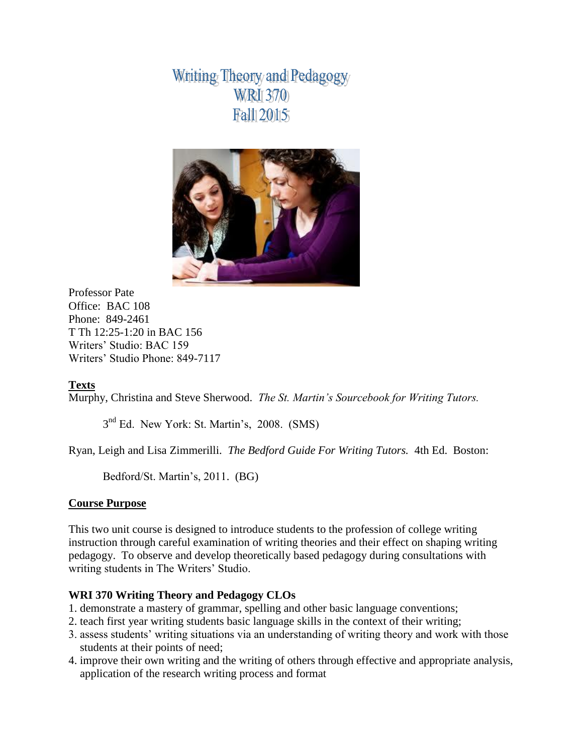# Writing Theory and Pedagogy
# WRI 370
# Fall 2015

Professor Pate
Office: BAC 108
Phone: 849-2461
T Th 12:25-1:20 in BAC 156
Writers' Studio: BAC 159
Writers' Studio Phone: 849-7117

## Texts

Murphy, Christina and Steve Sherwood. *The St. Martin's Sourcebook for Writing Tutors.* 3rd Ed. New York: St. Martin's, 2008. (SMS)

Ryan, Leigh and Lisa Zimmerilli. *The Bedford Guide For Writing Tutors.* 4th Ed. Boston: Bedford/St. Martin's, 2011. (BG)

## Course Purpose

This two unit course is designed to introduce students to the profession of college writing instruction through careful examination of writing theories and their effect on shaping writing pedagogy. To observe and develop theoretically based pedagogy during consultations with writing students in The Writers' Studio.

### WRI 370 Writing Theory and Pedagogy CLOs

1. demonstrate a mastery of grammar, spelling and other basic language conventions;
2. teach first year writing students basic language skills in the context of their writing;
3. assess students' writing situations via an understanding of writing theory and work with those students at their points of need;
4. improve their own writing and the writing of others through effective and appropriate analysis, application of the research writing process and format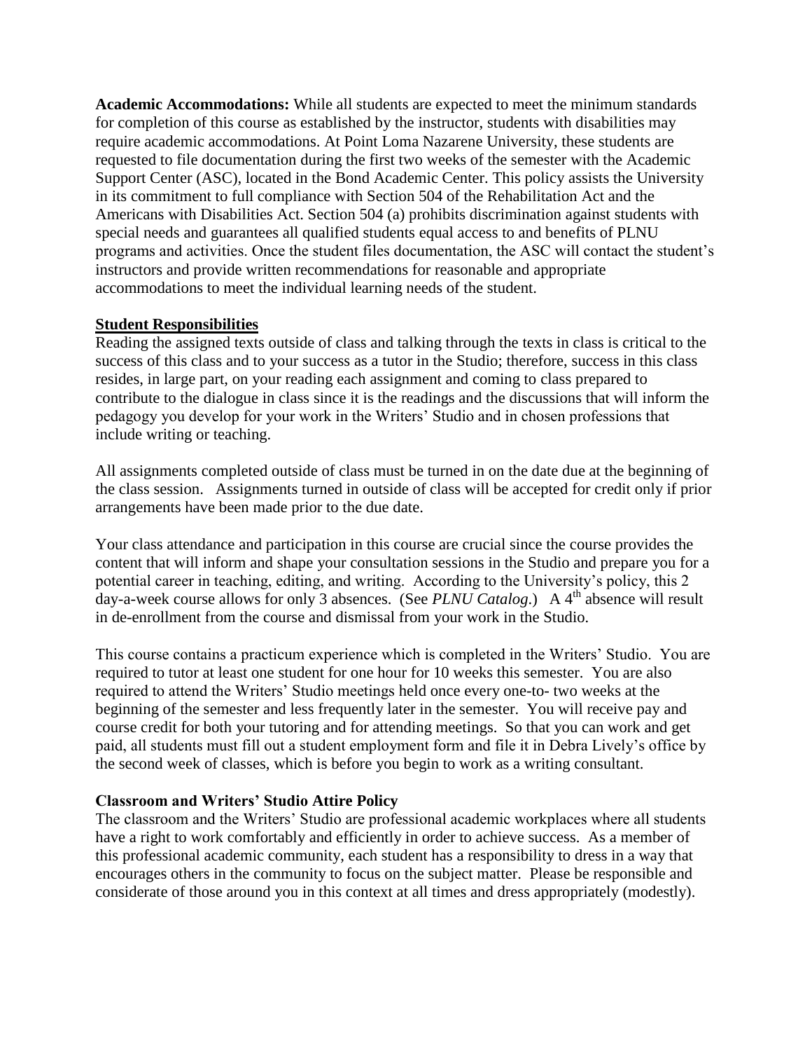**Academic Accommodations:** While all students are expected to meet the minimum standards for completion of this course as established by the instructor, students with disabilities may require academic accommodations. At Point Loma Nazarene University, these students are requested to file documentation during the first two weeks of the semester with the Academic Support Center (ASC), located in the Bond Academic Center. This policy assists the University in its commitment to full compliance with Section 504 of the Rehabilitation Act and the Americans with Disabilities Act. Section 504 (a) prohibits discrimination against students with special needs and guarantees all qualified students equal access to and benefits of PLNU programs and activities. Once the student files documentation, the ASC will contact the student's instructors and provide written recommendations for reasonable and appropriate accommodations to meet the individual learning needs of the student.

## Student Responsibilities

Reading the assigned texts outside of class and talking through the texts in class is critical to the success of this class and to your success as a tutor in the Studio; therefore, success in this class resides, in large part, on your reading each assignment and coming to class prepared to contribute to the dialogue in class since it is the readings and the discussions that will inform the pedagogy you develop for your work in the Writers' Studio and in chosen professions that include writing or teaching.

All assignments completed outside of class must be turned in on the date due at the beginning of the class session. Assignments turned in outside of class will be accepted for credit only if prior arrangements have been made prior to the due date.

Your class attendance and participation in this course are crucial since the course provides the content that will inform and shape your consultation sessions in the Studio and prepare you for a potential career in teaching, editing, and writing. According to the University's policy, this 2 day-a-week course allows for only 3 absences. (See *PLNU Catalog*.) A 4th absence will result in de-enrollment from the course and dismissal from your work in the Studio.

This course contains a practicum experience which is completed in the Writers' Studio. You are required to tutor at least one student for one hour for 10 weeks this semester. You are also required to attend the Writers' Studio meetings held once every one-to- two weeks at the beginning of the semester and less frequently later in the semester. You will receive pay and course credit for both your tutoring and for attending meetings. So that you can work and get paid, all students must fill out a student employment form and file it in Debra Lively's office by the second week of classes, which is before you begin to work as a writing consultant.

### Classroom and Writers' Studio Attire Policy

The classroom and the Writers' Studio are professional academic workplaces where all students have a right to work comfortably and efficiently in order to achieve success. As a member of this professional academic community, each student has a responsibility to dress in a way that encourages others in the community to focus on the subject matter. Please be responsible and considerate of those around you in this context at all times and dress appropriately (modestly).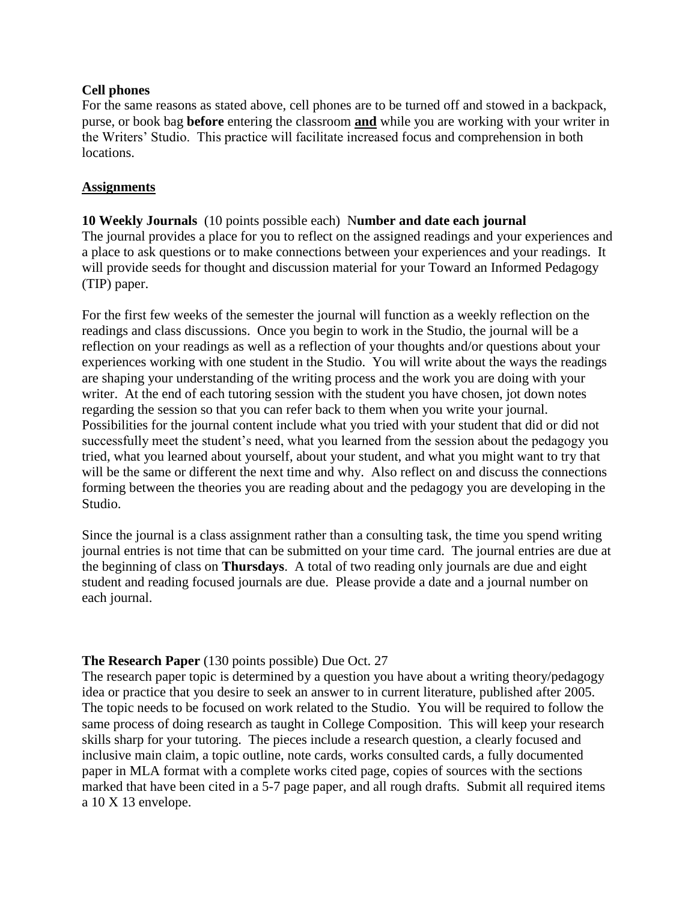**Cell phones**

For the same reasons as stated above, cell phones are to be turned off and stowed in a backpack, purse, or book bag **before** entering the classroom **and** while you are working with your writer in the Writers' Studio. This practice will facilitate increased focus and comprehension in both locations.

## Assignments

**10 Weekly Journals** (10 points possible each) N**umber and date each journal**

The journal provides a place for you to reflect on the assigned readings and your experiences and a place to ask questions or to make connections between your experiences and your readings. It will provide seeds for thought and discussion material for your Toward an Informed Pedagogy (TIP) paper.

For the first few weeks of the semester the journal will function as a weekly reflection on the readings and class discussions. Once you begin to work in the Studio, the journal will be a reflection on your readings as well as a reflection of your thoughts and/or questions about your experiences working with one student in the Studio. You will write about the ways the readings are shaping your understanding of the writing process and the work you are doing with your writer. At the end of each tutoring session with the student you have chosen, jot down notes regarding the session so that you can refer back to them when you write your journal. Possibilities for the journal content include what you tried with your student that did or did not successfully meet the student's need, what you learned from the session about the pedagogy you tried, what you learned about yourself, about your student, and what you might want to try that will be the same or different the next time and why. Also reflect on and discuss the connections forming between the theories you are reading about and the pedagogy you are developing in the Studio.

Since the journal is a class assignment rather than a consulting task, the time you spend writing journal entries is not time that can be submitted on your time card. The journal entries are due at the beginning of class on **Thursdays**. A total of two reading only journals are due and eight student and reading focused journals are due. Please provide a date and a journal number on each journal.

**The Research Paper** (130 points possible) Due Oct. 27

The research paper topic is determined by a question you have about a writing theory/pedagogy idea or practice that you desire to seek an answer to in current literature, published after 2005. The topic needs to be focused on work related to the Studio. You will be required to follow the same process of doing research as taught in College Composition. This will keep your research skills sharp for your tutoring. The pieces include a research question, a clearly focused and inclusive main claim, a topic outline, note cards, works consulted cards, a fully documented paper in MLA format with a complete works cited page, copies of sources with the sections marked that have been cited in a 5-7 page paper, and all rough drafts. Submit all required items a 10 X 13 envelope.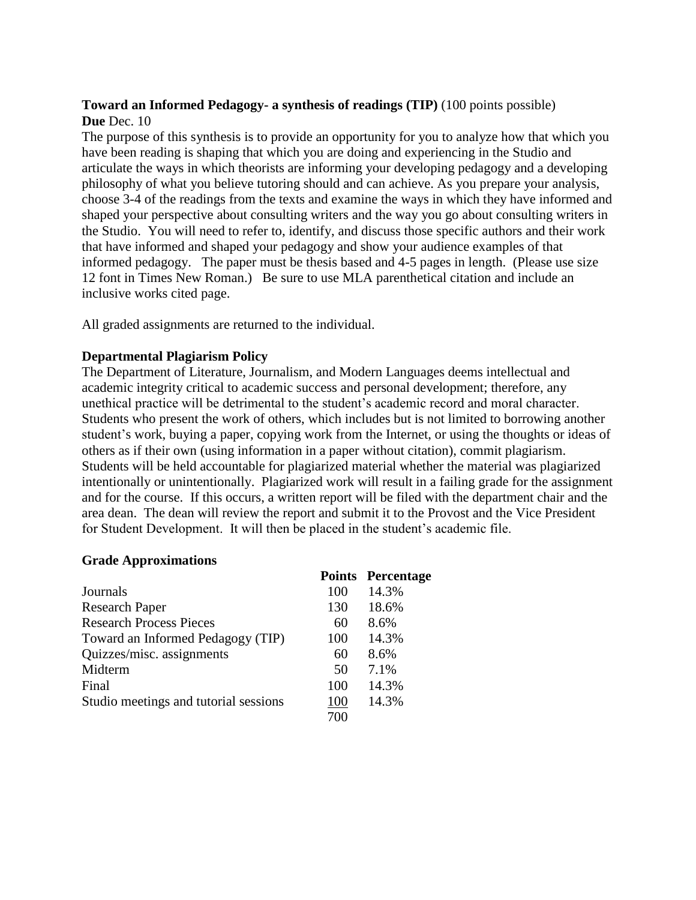**Toward an Informed Pedagogy- a synthesis of readings (TIP)** (100 points possible)
**Due** Dec. 10

The purpose of this synthesis is to provide an opportunity for you to analyze how that which you have been reading is shaping that which you are doing and experiencing in the Studio and articulate the ways in which theorists are informing your developing pedagogy and a developing philosophy of what you believe tutoring should and can achieve. As you prepare your analysis, choose 3-4 of the readings from the texts and examine the ways in which they have informed and shaped your perspective about consulting writers and the way you go about consulting writers in the Studio. You will need to refer to, identify, and discuss those specific authors and their work that have informed and shaped your pedagogy and show your audience examples of that informed pedagogy. The paper must be thesis based and 4-5 pages in length. (Please use size 12 font in Times New Roman.) Be sure to use MLA parenthetical citation and include an inclusive works cited page.

All graded assignments are returned to the individual.

### Departmental Plagiarism Policy

The Department of Literature, Journalism, and Modern Languages deems intellectual and academic integrity critical to academic success and personal development; therefore, any unethical practice will be detrimental to the student's academic record and moral character. Students who present the work of others, which includes but is not limited to borrowing another student's work, buying a paper, copying work from the Internet, or using the thoughts or ideas of others as if their own (using information in a paper without citation), commit plagiarism. Students will be held accountable for plagiarized material whether the material was plagiarized intentionally or unintentionally. Plagiarized work will result in a failing grade for the assignment and for the course. If this occurs, a written report will be filed with the department chair and the area dean. The dean will review the report and submit it to the Provost and the Vice President for Student Development. It will then be placed in the student's academic file.

### Grade Approximations

| | **Points** | **Percentage** |
|---|---|---|
| Journals | 100 | 14.3% |
| Research Paper | 130 | 18.6% |
| Research Process Pieces | 60 | 8.6% |
| Toward an Informed Pedagogy (TIP) | 100 | 14.3% |
| Quizzes/misc. assignments | 60 | 8.6% |
| Midterm | 50 | 7.1% |
| Final | 100 | 14.3% |
| Studio meetings and tutorial sessions | 100 | 14.3% |
| | 700 | |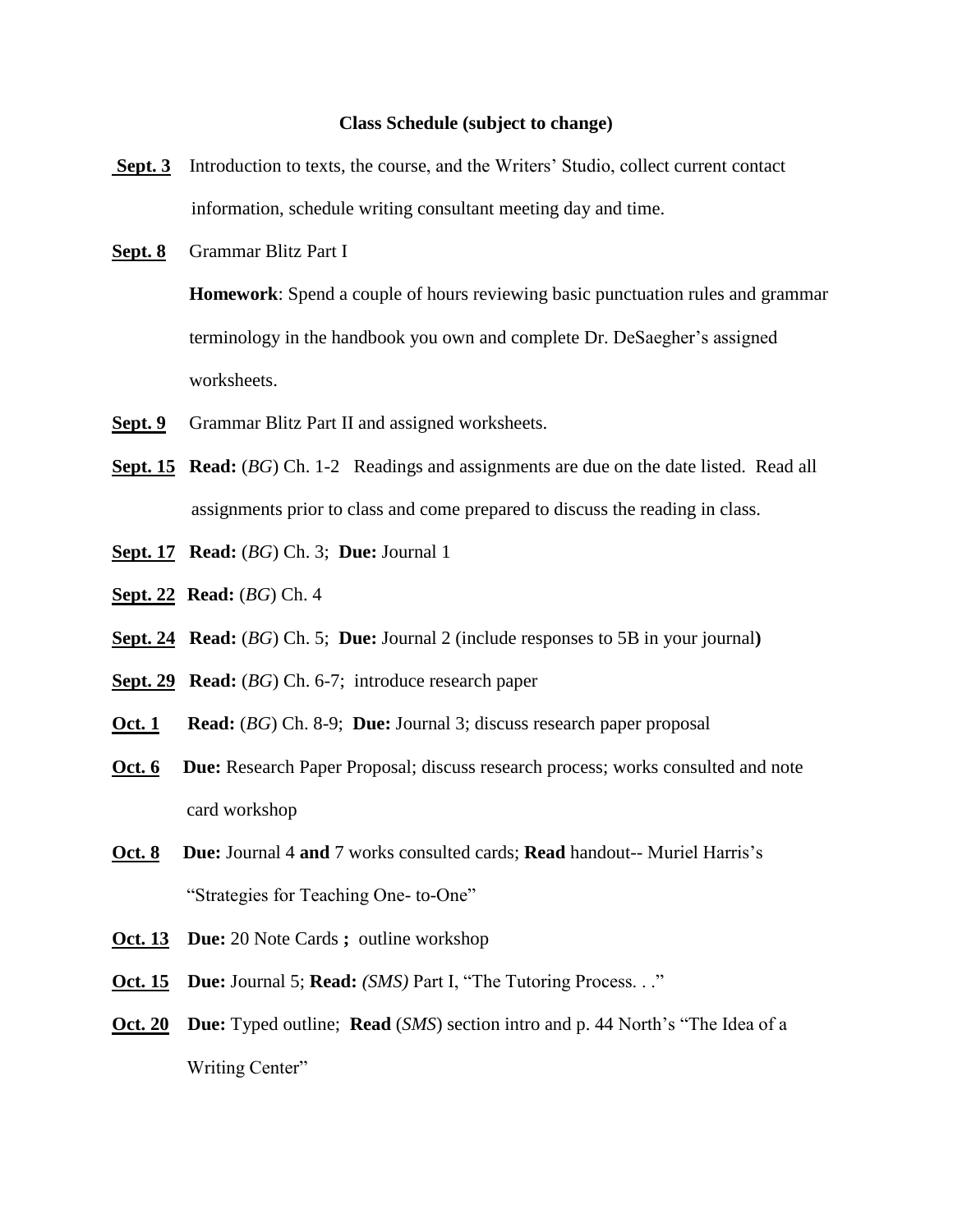**Class Schedule (subject to change)**

**Sept. 3** Introduction to texts, the course, and the Writers' Studio, collect current contact information, schedule writing consultant meeting day and time.

**Sept. 8** Grammar Blitz Part I

**Homework**: Spend a couple of hours reviewing basic punctuation rules and grammar terminology in the handbook you own and complete Dr. DeSaegher's assigned worksheets.

**Sept. 9** Grammar Blitz Part II and assigned worksheets.

**Sept. 15** **Read:** (*BG*) Ch. 1-2 Readings and assignments are due on the date listed. Read all assignments prior to class and come prepared to discuss the reading in class.

**Sept. 17** **Read:** (*BG*) Ch. 3; **Due:** Journal 1

**Sept. 22** **Read:** (*BG*) Ch. 4

**Sept. 24** **Read:** (*BG*) Ch. 5; **Due:** Journal 2 (include responses to 5B in your journal**)**

**Sept. 29** **Read:** (*BG*) Ch. 6-7; introduce research paper

**Oct. 1** **Read:** (*BG*) Ch. 8-9; **Due:** Journal 3; discuss research paper proposal

**Oct. 6** **Due:** Research Paper Proposal; discuss research process; works consulted and note card workshop

**Oct. 8** **Due:** Journal 4 **and** 7 works consulted cards; **Read** handout-- Muriel Harris's "Strategies for Teaching One- to-One"

**Oct. 13** **Due:** 20 Note Cards **;** outline workshop

**Oct. 15** **Due:** Journal 5; **Read:** *(SMS)* Part I, "The Tutoring Process. . ."

**Oct. 20** **Due:** Typed outline; **Read** (*SMS*) section intro and p. 44 North's "The Idea of a Writing Center"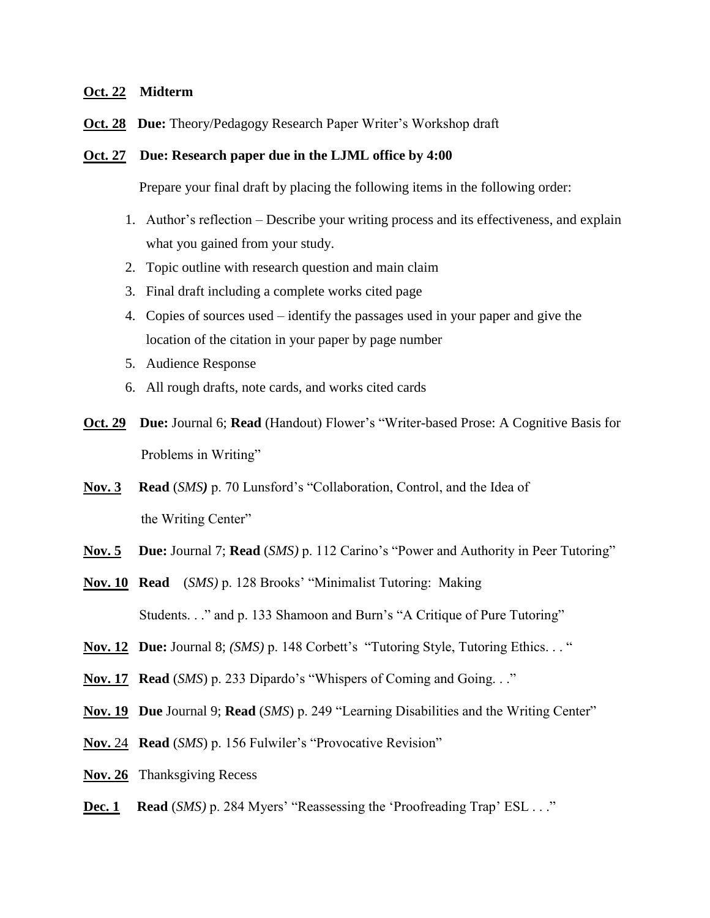**Oct. 22** **Midterm**

**Oct. 28** **Due:** Theory/Pedagogy Research Paper Writer's Workshop draft

**Oct. 27** **Due: Research paper due in the LJML office by 4:00**

Prepare your final draft by placing the following items in the following order:

1. Author's reflection – Describe your writing process and its effectiveness, and explain what you gained from your study.
2. Topic outline with research question and main claim
3. Final draft including a complete works cited page
4. Copies of sources used – identify the passages used in your paper and give the location of the citation in your paper by page number
5. Audience Response
6. All rough drafts, note cards, and works cited cards

**Oct. 29** **Due:** Journal 6; **Read** (Handout) Flower's "Writer-based Prose: A Cognitive Basis for Problems in Writing"

**Nov. 3** **Read** (*SMS)* p. 70 Lunsford's "Collaboration, Control, and the Idea of the Writing Center"

**Nov. 5** **Due:** Journal 7; **Read** (*SMS)* p. 112 Carino's "Power and Authority in Peer Tutoring"

**Nov. 10** **Read** (*SMS)* p. 128 Brooks' "Minimalist Tutoring: Making Students. . ." and p. 133 Shamoon and Burn's "A Critique of Pure Tutoring"

**Nov. 12** **Due:** Journal 8; *(SMS)* p. 148 Corbett's "Tutoring Style, Tutoring Ethics. . . "

**Nov. 17** **Read** (*SMS*) p. 233 Dipardo's "Whispers of Coming and Going. . ."

**Nov. 19** **Due** Journal 9; **Read** (*SMS*) p. 249 "Learning Disabilities and the Writing Center"

**Nov.** 24 **Read** (*SMS*) p. 156 Fulwiler's "Provocative Revision"

**Nov. 26** Thanksgiving Recess

**Dec. 1** **Read** (*SMS)* p. 284 Myers' "Reassessing the 'Proofreading Trap' ESL . . ."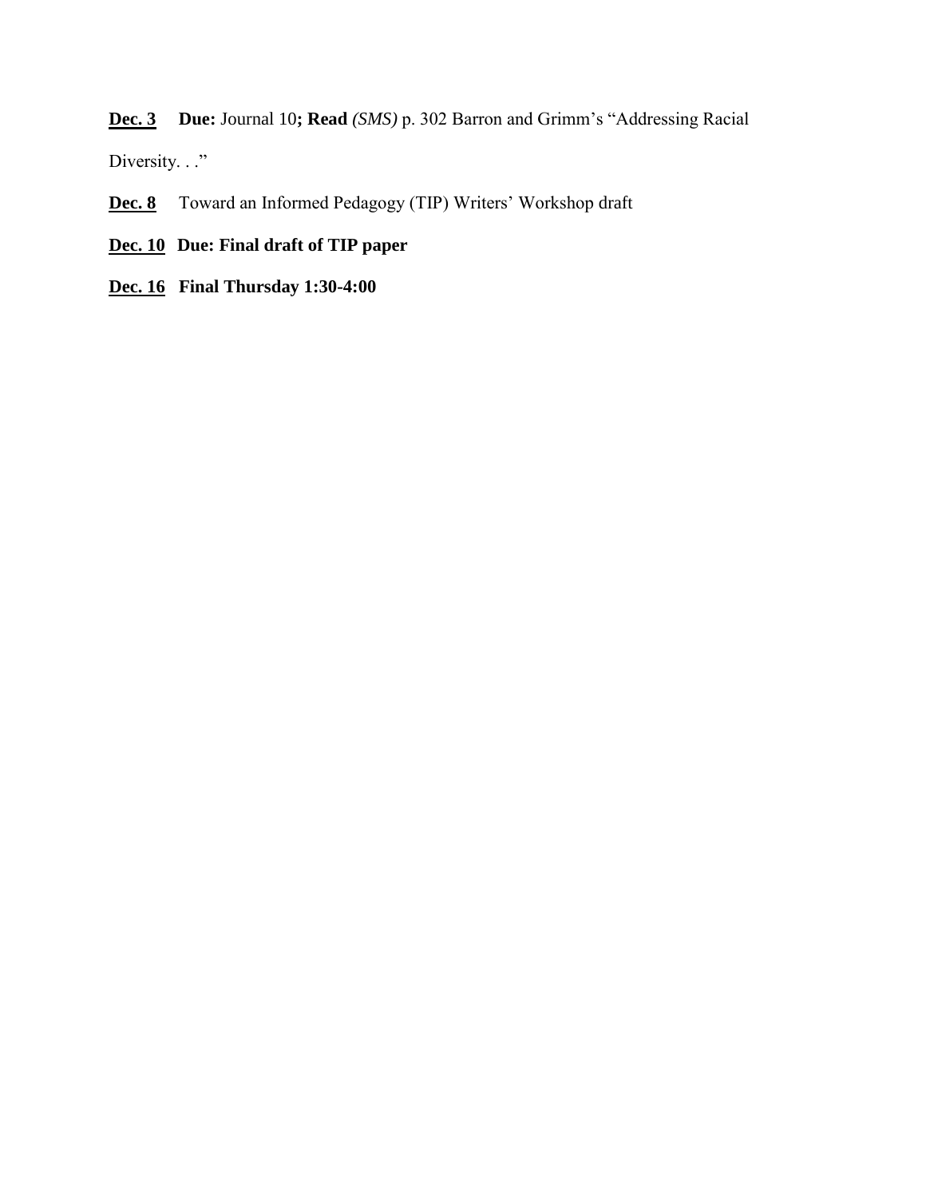**Dec. 3** **Due:** Journal 10**; Read** *(SMS)* p. 302 Barron and Grimm's "Addressing Racial Diversity. . ."

**Dec. 8** Toward an Informed Pedagogy (TIP) Writers' Workshop draft

**Dec. 10** **Due: Final draft of TIP paper**

**Dec. 16** **Final Thursday 1:30-4:00**